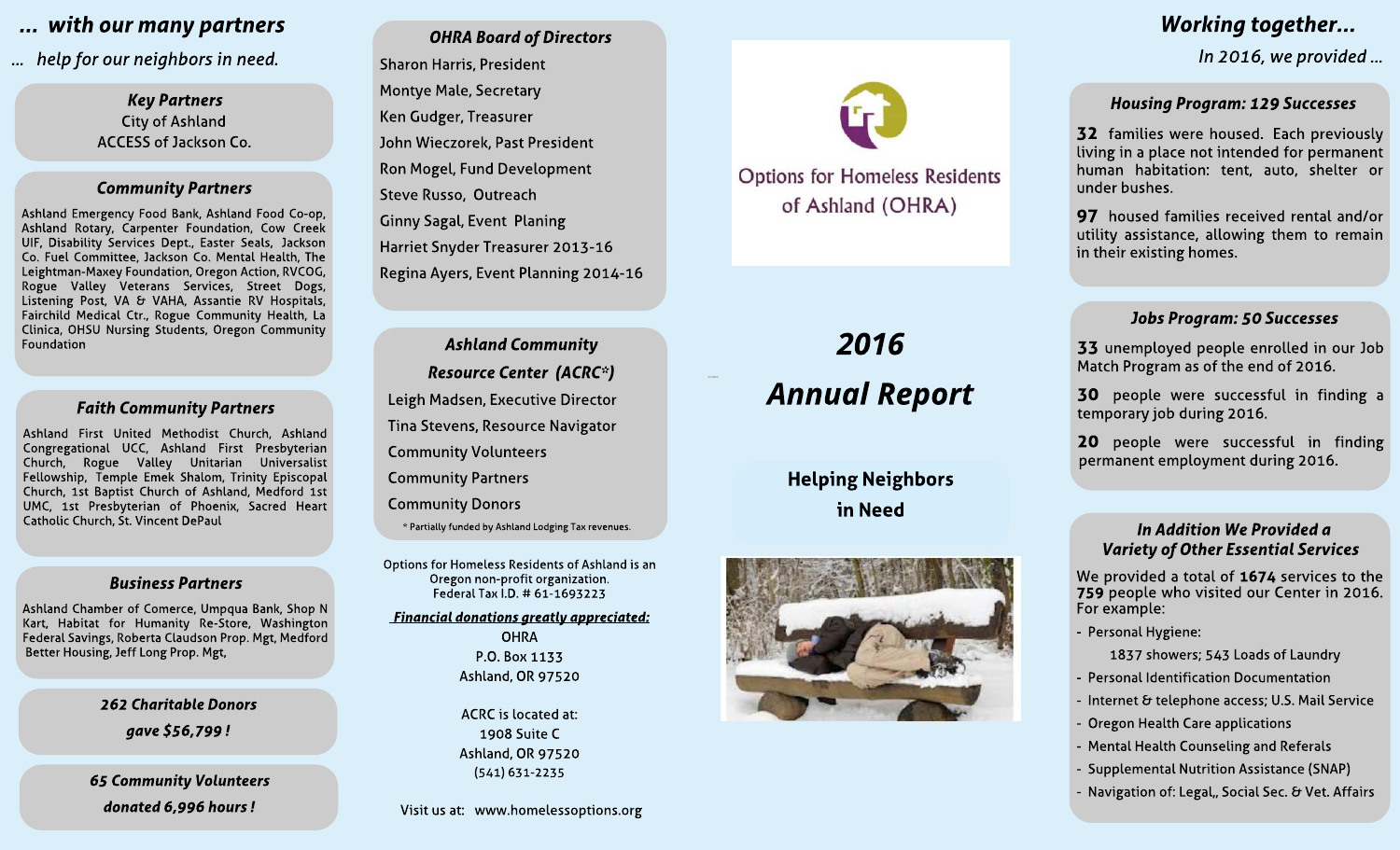# ... with our many partners

*... help for our neighbors in need.*

### Key Partners

City of Ashland
ACCESS of Jackson Co.

### Community Partners

Ashland Emergency Food Bank, Ashland Food Co-op, Ashland Rotary, Carpenter Foundation, Cow Creek UIF, Disability Services Dept., Easter Seals, Jackson Co. Fuel Committee, Jackson Co. Mental Health, The Leightman-Maxey Foundation, Oregon Action, RVCOG, Rogue Valley Veterans Services, Street Dogs, Listening Post, VA & VAHA, Assantie RV Hospitals, Fairchild Medical Ctr., Rogue Community Health, La Clinica, OHSU Nursing Students, Oregon Community Foundation

### Faith Community Partners

Ashland First United Methodist Church, Ashland Congregational UCC, Ashland First Presbyterian Church, Rogue Valley Unitarian Universalist Fellowship, Temple Emek Shalom, Trinity Episcopal Church, 1st Baptist Church of Ashland, Medford 1st UMC, 1st Presbyterian of Phoenix, Sacred Heart Catholic Church, St. Vincent DePaul

### Business Partners

Ashland Chamber of Comerce, Umpqua Bank, Shop N Kart, Habitat for Humanity Re-Store, Washington Federal Savings, Roberta Claudson Prop. Mgt, Medford Better Housing, Jeff Long Prop. Mgt,

***262 Charitable Donors gave $56,799 !***

***65 Community Volunteers donated 6,996 hours !***

### OHRA Board of Directors

Sharon Harris, President
Montye Male, Secretary
Ken Gudger, Treasurer
John Wieczorek, Past President
Ron Mogel, Fund Development
Steve Russo, Outreach
Ginny Sagal, Event Planing
Harriet Snyder Treasurer 2013-16
Regina Ayers, Event Planning 2014-16

### Ashland Community Resource Center (ACRC*)

Leigh Madsen, Executive Director
Tina Stevens, Resource Navigator
Community Volunteers
Community Partners
Community Donors

\* Partially funded by Ashland Lodging Tax revenues.

Options for Homeless Residents of Ashland is an Oregon non-profit organization.
Federal Tax I.D. # 61-1693223

***Financial donations greatly appreciated:***

OHRA
P.O. Box 1133
Ashland, OR 97520

ACRC is located at:
1908 Suite C
Ashland, OR 97520
(541) 631-2235

Visit us at: www.homelessoptions.org

Options for Homeless Residents of Ashland (OHRA)

# 2016 Annual Report

**Helping Neighbors in Need**

# Working together...

*In 2016, we provided ...*

### Housing Program: 129 Successes

**32** families were housed. Each previously living in a place not intended for permanent human habitation: tent, auto, shelter or under bushes.

**97** housed families received rental and/or utility assistance, allowing them to remain in their existing homes.

### Jobs Program: 50 Successes

**33** unemployed people enrolled in our Job Match Program as of the end of 2016.

**30** people were successful in finding a temporary job during 2016.

**20** people were successful in finding permanent employment during 2016.

### In Addition We Provided a Variety of Other Essential Services

We provided a total of **1674** services to the **759** people who visited our Center in 2016. For example:

- Personal Hygiene:
  1837 showers; 543 Loads of Laundry
- Personal Identification Documentation
- Internet & telephone access; U.S. Mail Service
- Oregon Health Care applications
- Mental Health Counseling and Referals
- Supplemental Nutrition Assistance (SNAP)
- Navigation of: Legal,, Social Sec. & Vet. Affairs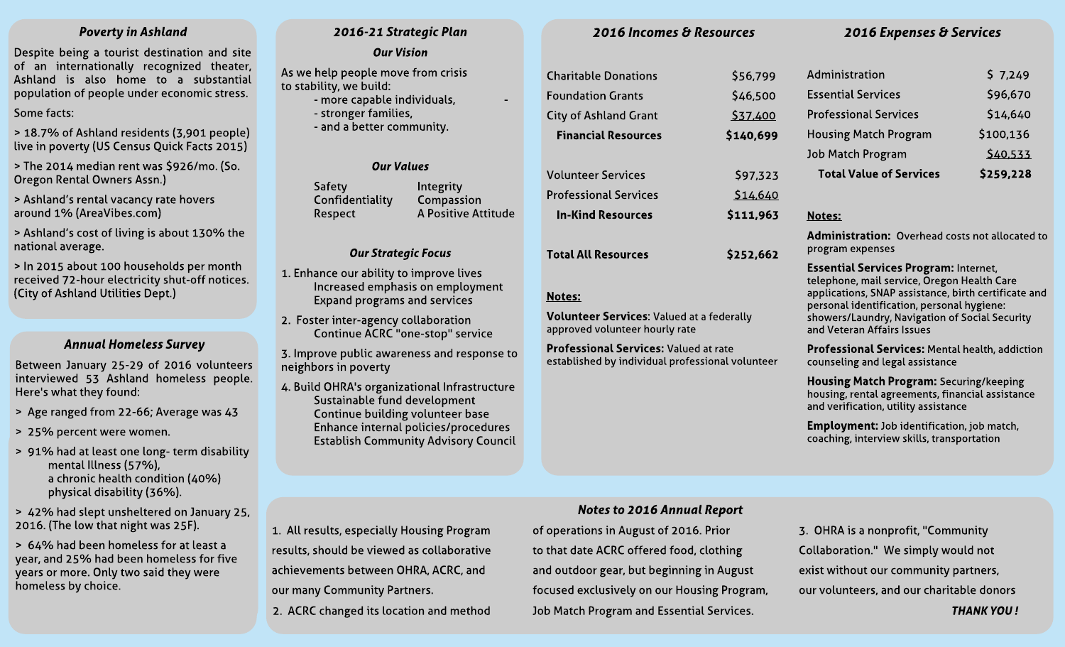## Poverty in Ashland

Despite being a tourist destination and site of an internationally recognized theater, Ashland is also home to a substantial population of people under economic stress.

Some facts:

> 18.7% of Ashland residents (3,901 people) live in poverty (US Census Quick Facts 2015)

> The 2014 median rent was $926/mo. (So. Oregon Rental Owners Assn.)

> Ashland's rental vacancy rate hovers around 1% (AreaVibes.com)

> Ashland's cost of living is about 130% the national average.

> In 2015 about 100 households per month received 72-hour electricity shut-off notices. (City of Ashland Utilities Dept.)

## Annual Homeless Survey

Between January 25-29 of 2016 volunteers interviewed 53 Ashland homeless people. Here's what they found:

> Age ranged from 22-66; Average was 43

> 25% percent were women.

> 91% had at least one long- term disability
- mental Illness (57%),
- a chronic health condition (40%)
- physical disability (36%).

> 42% had slept unsheltered on January 25, 2016. (The low that night was 25F).

> 64% had been homeless for at least a year, and 25% had been homeless for five years or more. Only two said they were homeless by choice.

## 2016-21 Strategic Plan

### Our Vision

As we help people move from crisis to stability, we build:
- more capable individuals,
- stronger families,
- and a better community.

### Our Values

| | |
|---|---|
| Safety | Integrity |
| Confidentiality | Compassion |
| Respect | A Positive Attitude |

### Our Strategic Focus

1. Enhance our ability to improve lives
   - Increased emphasis on employment
   - Expand programs and services
2. Foster inter-agency collaboration
   - Continue ACRC "one-stop" service
3. Improve public awareness and response to neighbors in poverty
4. Build OHRA's organizational Infrastructure
   - Sustainable fund development
   - Continue building volunteer base
   - Enhance internal policies/procedures
   - Establish Community Advisory Council

## 2016 Incomes & Resources

| | |
|---|---|
| Charitable Donations | $56,799 |
| Foundation Grants | $46,500 |
| City of Ashland Grant | $37,400 |
| **Financial Resources** | **$140,699** |
| Volunteer Services | $97,323 |
| Professional Services | $14,640 |
| **In-Kind Resources** | **$111,963** |
| **Total All Resources** | **$252,662** |

**Notes:**

**Volunteer Services:** Valued at a federally approved volunteer hourly rate

**Professional Services:** Valued at rate established by individual professional volunteer

## 2016 Expenses & Services

| | |
|---|---|
| Administration | $ 7,249 |
| Essential Services | $96,670 |
| Professional Services | $14,640 |
| Housing Match Program | $100,136 |
| Job Match Program | $40,533 |
| **Total Value of Services** | **$259,228** |

**Notes:**

**Administration:** Overhead costs not allocated to program expenses

**Essential Services Program:** Internet, telephone, mail service, Oregon Health Care applications, SNAP assistance, birth certificate and personal identification, personal hygiene: showers/Laundry, Navigation of Social Security and Veteran Affairs Issues

**Professional Services:** Mental health, addiction counseling and legal assistance

**Housing Match Program:** Securing/keeping housing, rental agreements, financial assistance and verification, utility assistance

**Employment:** Job identification, job match, coaching, interview skills, transportation

## Notes to 2016 Annual Report

1. All results, especially Housing Program results, should be viewed as collaborative achievements between OHRA, ACRC, and our many Community Partners.

2. ACRC changed its location and method of operations in August of 2016. Prior to that date ACRC offered food, clothing and outdoor gear, but beginning in August focused exclusively on our Housing Program, Job Match Program and Essential Services.

3. OHRA is a nonprofit, "Community Collaboration." We simply would not exist without our community partners, our volunteers, and our charitable donors

***THANK YOU !***